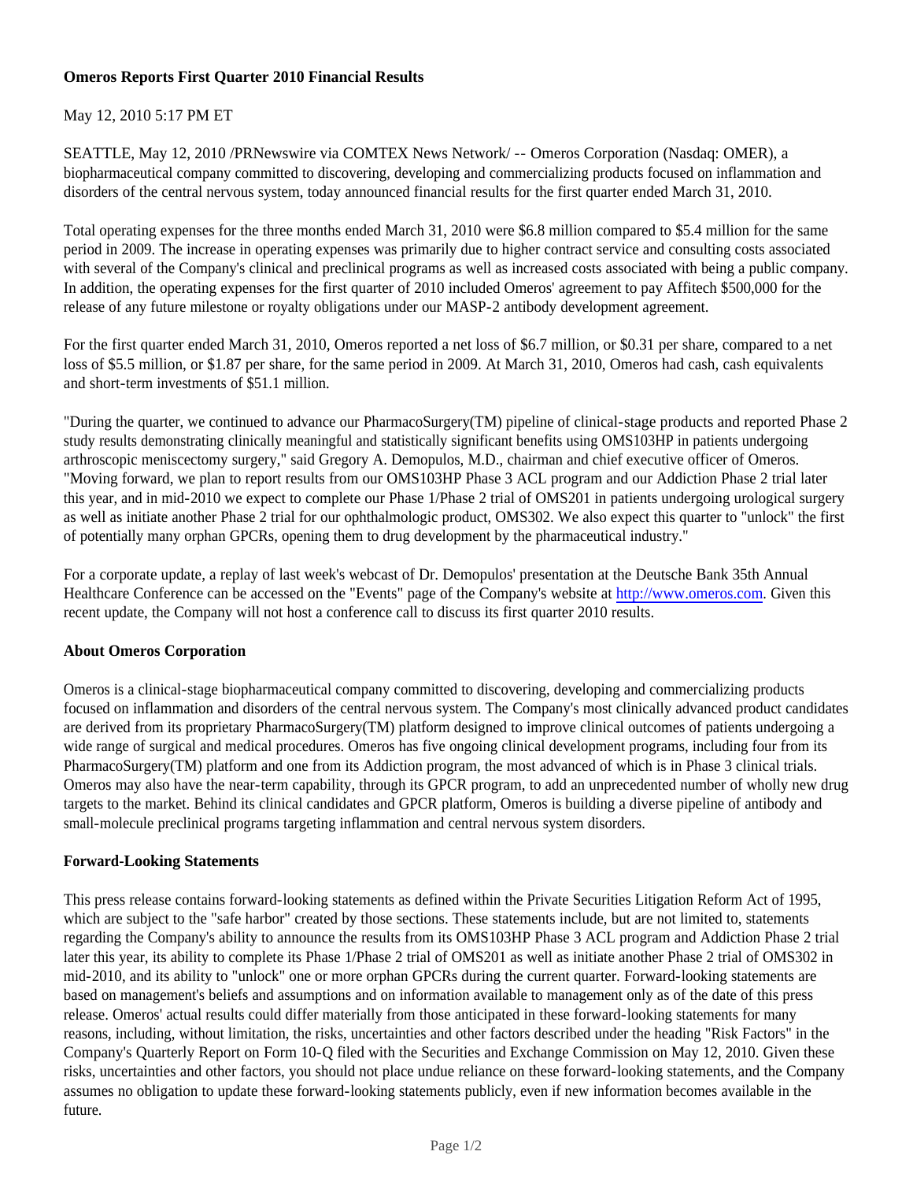# Omeros Reports First Quarter 2010 Financial Results

May 12, 2010 5:17 PM ET

SEATTLE, May 12, 2010 /PRNewswire via COMTEX News Network/ -- Omeros Corporation (Nasdaq: OMER), a biopharmaceutical company committed to discovering, developing and commercializing products focused on inflammation and disorders of the central nervous system, today announced financial results for the first quarter ended March 31, 2010.

Total operating expenses for the three months ended March 31, 2010 were $6.8 million compared to $5.4 million for the same period in 2009. The increase in operating expenses was primarily due to higher contract service and consulting costs associated with several of the Company's clinical and preclinical programs as well as increased costs associated with being a public company. In addition, the operating expenses for the first quarter of 2010 included Omeros' agreement to pay Affitech $500,000 for the release of any future milestone or royalty obligations under our MASP-2 antibody development agreement.

For the first quarter ended March 31, 2010, Omeros reported a net loss of $6.7 million, or $0.31 per share, compared to a net loss of $5.5 million, or $1.87 per share, for the same period in 2009. At March 31, 2010, Omeros had cash, cash equivalents and short-term investments of $51.1 million.

"During the quarter, we continued to advance our PharmacoSurgery(TM) pipeline of clinical-stage products and reported Phase 2 study results demonstrating clinically meaningful and statistically significant benefits using OMS103HP in patients undergoing arthroscopic meniscectomy surgery," said Gregory A. Demopulos, M.D., chairman and chief executive officer of Omeros. "Moving forward, we plan to report results from our OMS103HP Phase 3 ACL program and our Addiction Phase 2 trial later this year, and in mid-2010 we expect to complete our Phase 1/Phase 2 trial of OMS201 in patients undergoing urological surgery as well as initiate another Phase 2 trial for our ophthalmologic product, OMS302. We also expect this quarter to "unlock" the first of potentially many orphan GPCRs, opening them to drug development by the pharmaceutical industry."

For a corporate update, a replay of last week's webcast of Dr. Demopulos' presentation at the Deutsche Bank 35th Annual Healthcare Conference can be accessed on the "Events" page of the Company's website at http://www.omeros.com. Given this recent update, the Company will not host a conference call to discuss its first quarter 2010 results.

## About Omeros Corporation

Omeros is a clinical-stage biopharmaceutical company committed to discovering, developing and commercializing products focused on inflammation and disorders of the central nervous system. The Company's most clinically advanced product candidates are derived from its proprietary PharmacoSurgery(TM) platform designed to improve clinical outcomes of patients undergoing a wide range of surgical and medical procedures. Omeros has five ongoing clinical development programs, including four from its PharmacoSurgery(TM) platform and one from its Addiction program, the most advanced of which is in Phase 3 clinical trials. Omeros may also have the near-term capability, through its GPCR program, to add an unprecedented number of wholly new drug targets to the market. Behind its clinical candidates and GPCR platform, Omeros is building a diverse pipeline of antibody and small-molecule preclinical programs targeting inflammation and central nervous system disorders.

## Forward-Looking Statements

This press release contains forward-looking statements as defined within the Private Securities Litigation Reform Act of 1995, which are subject to the "safe harbor" created by those sections. These statements include, but are not limited to, statements regarding the Company's ability to announce the results from its OMS103HP Phase 3 ACL program and Addiction Phase 2 trial later this year, its ability to complete its Phase 1/Phase 2 trial of OMS201 as well as initiate another Phase 2 trial of OMS302 in mid-2010, and its ability to "unlock" one or more orphan GPCRs during the current quarter. Forward-looking statements are based on management's beliefs and assumptions and on information available to management only as of the date of this press release. Omeros' actual results could differ materially from those anticipated in these forward-looking statements for many reasons, including, without limitation, the risks, uncertainties and other factors described under the heading "Risk Factors" in the Company's Quarterly Report on Form 10-Q filed with the Securities and Exchange Commission on May 12, 2010. Given these risks, uncertainties and other factors, you should not place undue reliance on these forward-looking statements, and the Company assumes no obligation to update these forward-looking statements publicly, even if new information becomes available in the future.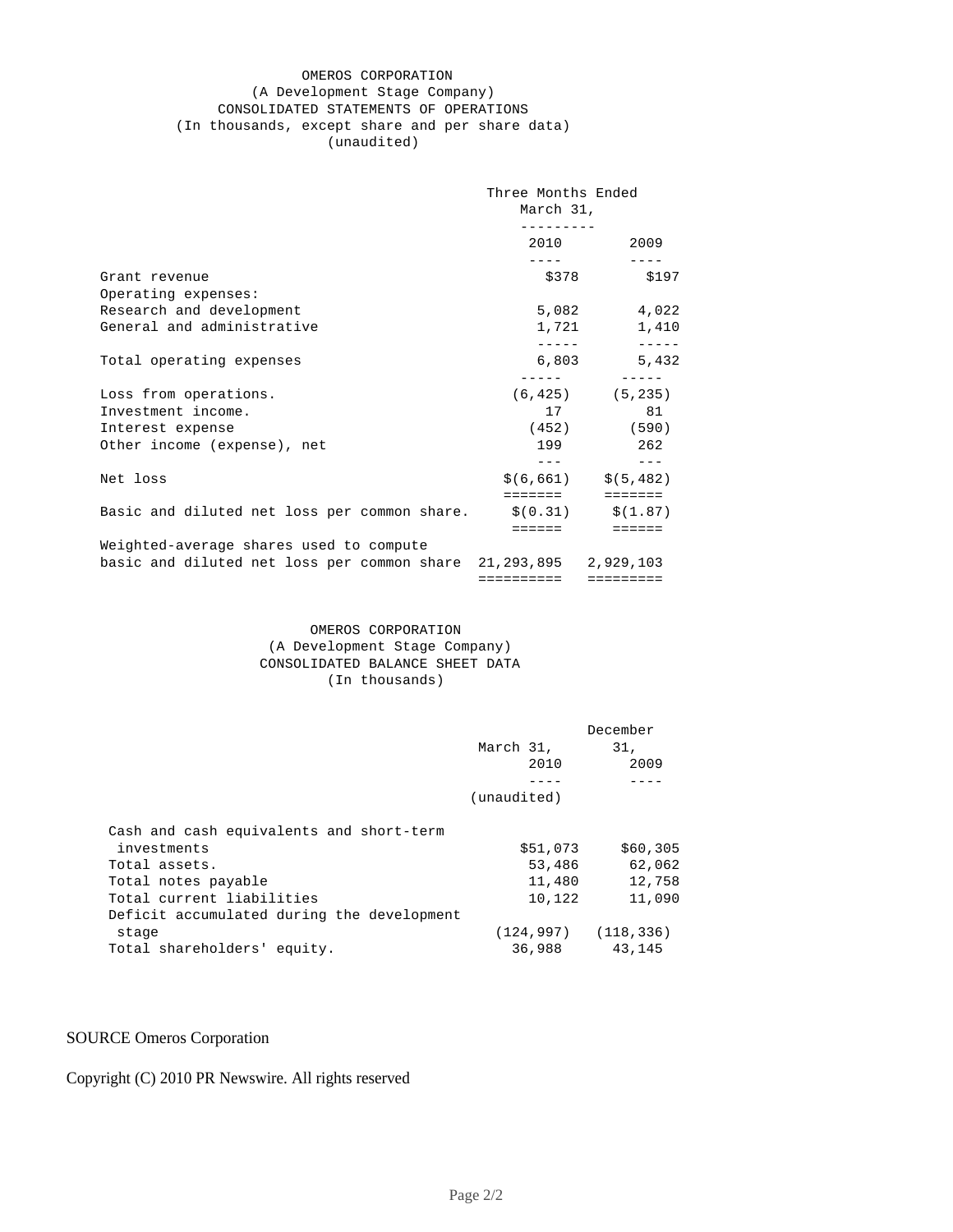OMEROS CORPORATION
(A Development Stage Company)
CONSOLIDATED STATEMENTS OF OPERATIONS
(In thousands, except share and per share data)
(unaudited)

| | Three Months Ended March 31, | |
|---|---|---|
| | 2010 | 2009 |
| Grant revenue | $378 | $197 |
| Operating expenses: | | |
| Research and development | 5,082 | 4,022 |
| General and administrative | 1,721 | 1,410 |
| Total operating expenses | 6,803 | 5,432 |
| Loss from operations. | (6,425) | (5,235) |
| Investment income. | 17 | 81 |
| Interest expense | (452) | (590) |
| Other income (expense), net | 199 | 262 |
| Net loss | $(6,661) | $(5,482) |
| Basic and diluted net loss per common share. | $(0.31) | $(1.87) |
| Weighted-average shares used to compute basic and diluted net loss per common share | 21,293,895 | 2,929,103 |

OMEROS CORPORATION
(A Development Stage Company)
CONSOLIDATED BALANCE SHEET DATA
(In thousands)

| | March 31, 2010 | December 31, 2009 |
|---|---|---|
| | (unaudited) | |
| Cash and cash equivalents and short-term investments | $51,073 | $60,305 |
| Total assets. | 53,486 | 62,062 |
| Total notes payable | 11,480 | 12,758 |
| Total current liabilities | 10,122 | 11,090 |
| Deficit accumulated during the development stage | (124,997) | (118,336) |
| Total shareholders' equity. | 36,988 | 43,145 |

SOURCE Omeros Corporation

Copyright (C) 2010 PR Newswire. All rights reserved